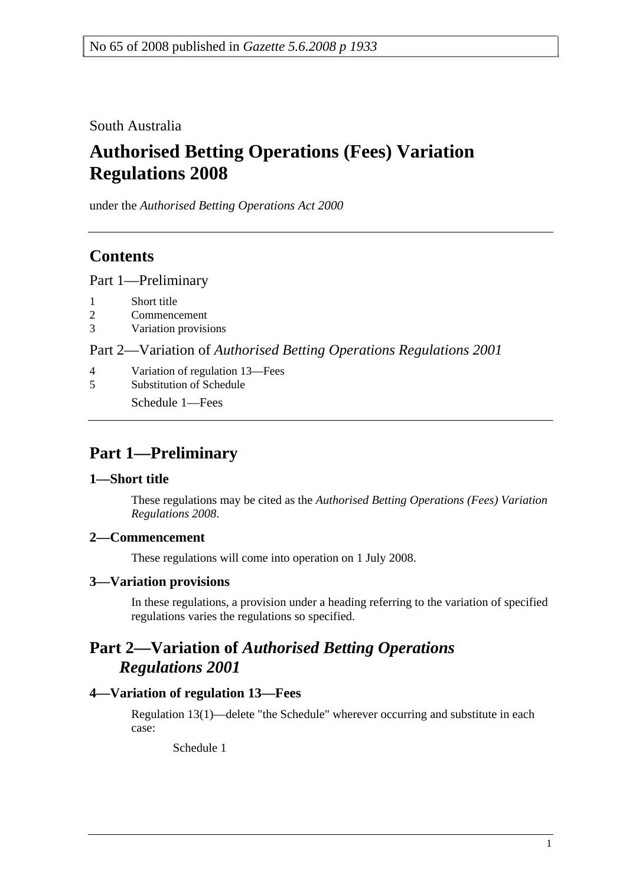No 65 of 2008 published in *Gazette 5.6.2008 p 1933*

South Australia

# Authorised Betting Operations (Fees) Variation Regulations 2008

under the *Authorised Betting Operations Act 2000*

## Contents

Part 1—Preliminary

1 Short title
2 Commencement
3 Variation provisions

Part 2—Variation of *Authorised Betting Operations Regulations 2001*

4 Variation of regulation 13—Fees
5 Substitution of Schedule

Schedule 1—Fees

## Part 1—Preliminary

### 1—Short title

These regulations may be cited as the *Authorised Betting Operations (Fees) Variation Regulations 2008*.

### 2—Commencement

These regulations will come into operation on 1 July 2008.

### 3—Variation provisions

In these regulations, a provision under a heading referring to the variation of specified regulations varies the regulations so specified.

## Part 2—Variation of *Authorised Betting Operations Regulations 2001*

### 4—Variation of regulation 13—Fees

Regulation 13(1)—delete "the Schedule" wherever occurring and substitute in each case:

Schedule 1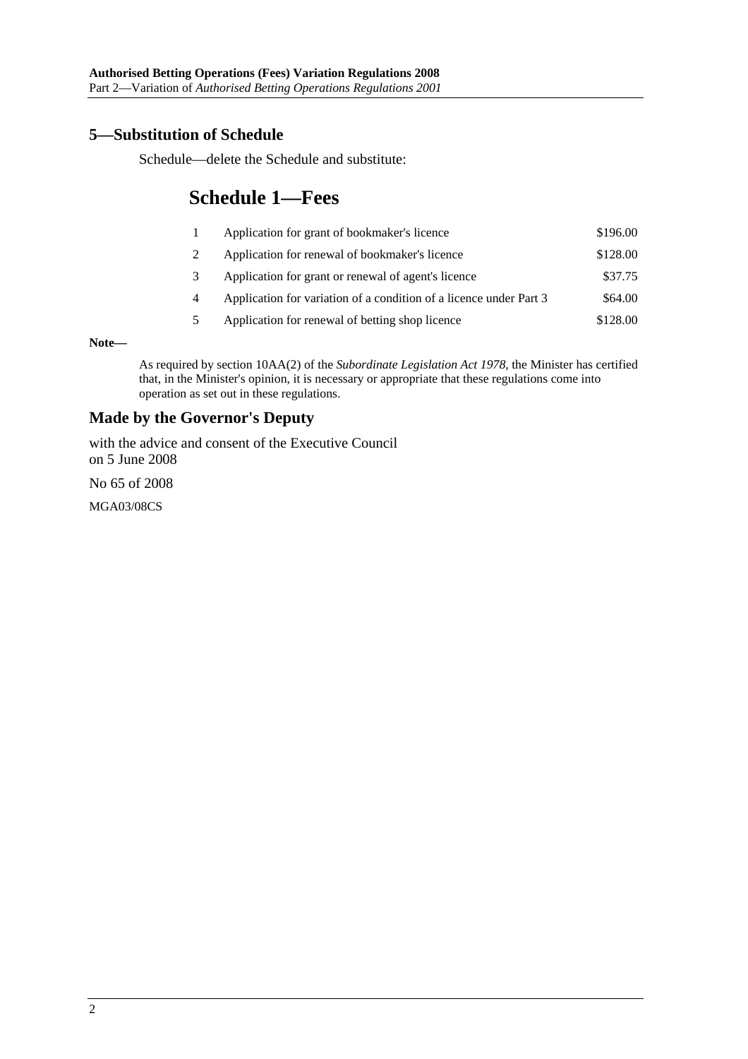## 5—Substitution of Schedule

Schedule—delete the Schedule and substitute:

# Schedule 1—Fees

| | | |
|---|---|---|
| 1 | Application for grant of bookmaker's licence | $196.00 |
| 2 | Application for renewal of bookmaker's licence | $128.00 |
| 3 | Application for grant or renewal of agent's licence | $37.75 |
| 4 | Application for variation of a condition of a licence under Part 3 | $64.00 |
| 5 | Application for renewal of betting shop licence | $128.00 |

**Note—**

As required by section 10AA(2) of the *Subordinate Legislation Act 1978*, the Minister has certified that, in the Minister's opinion, it is necessary or appropriate that these regulations come into operation as set out in these regulations.

## Made by the Governor's Deputy

with the advice and consent of the Executive Council on 5 June 2008

No 65 of 2008

MGA03/08CS